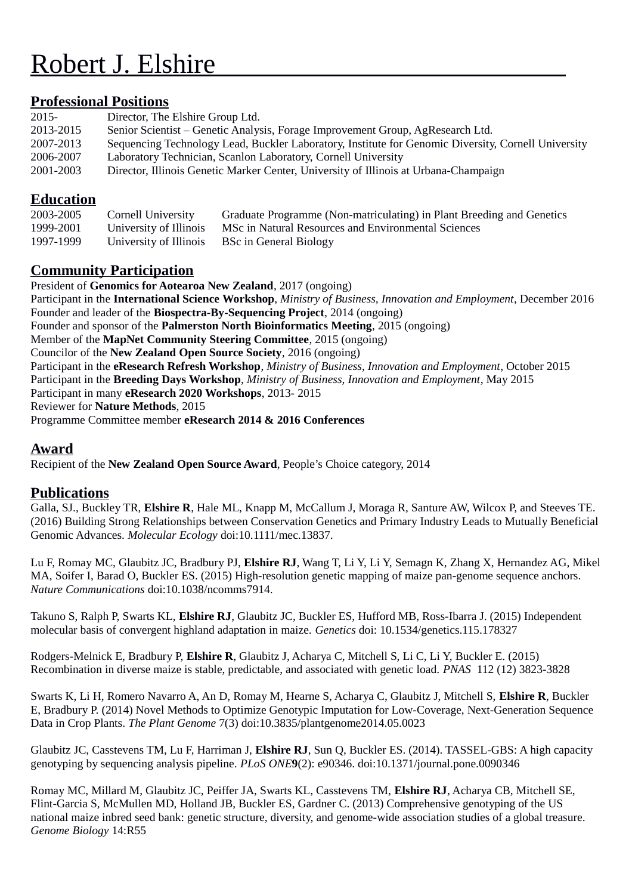# Robert J. Elshire

## Professional Positions

| | |
|---|---|
| 2015- | Director, The Elshire Group Ltd. |
| 2013-2015 | Senior Scientist – Genetic Analysis, Forage Improvement Group, AgResearch Ltd. |
| 2007-2013 | Sequencing Technology Lead, Buckler Laboratory, Institute for Genomic Diversity, Cornell University |
| 2006-2007 | Laboratory Technician, Scanlon Laboratory, Cornell University |
| 2001-2003 | Director, Illinois Genetic Marker Center, University of Illinois at Urbana-Champaign |

## Education

| | | |
|---|---|---|
| 2003-2005 | Cornell University | Graduate Programme (Non-matriculating) in Plant Breeding and Genetics |
| 1999-2001 | University of Illinois | MSc in Natural Resources and Environmental Sciences |
| 1997-1999 | University of Illinois | BSc in General Biology |

## Community Participation

President of **Genomics for Aotearoa New Zealand**, 2017 (ongoing)
Participant in the **International Science Workshop**, *Ministry of Business, Innovation and Employment*, December 2016
Founder and leader of the **Biospectra-By-Sequencing Project**, 2014 (ongoing)
Founder and sponsor of the **Palmerston North Bioinformatics Meeting**, 2015 (ongoing)
Member of the **MapNet Community Steering Committee**, 2015 (ongoing)
Councilor of the **New Zealand Open Source Society**, 2016 (ongoing)
Participant in the **eResearch Refresh Workshop**, *Ministry of Business, Innovation and Employment*, October 2015
Participant in the **Breeding Days Workshop**, *Ministry of Business, Innovation and Employment*, May 2015
Participant in many **eResearch 2020 Workshops**, 2013- 2015
Reviewer for **Nature Methods**, 2015
Programme Committee member **eResearch 2014 & 2016 Conferences**

## Award

Recipient of the **New Zealand Open Source Award**, People's Choice category, 2014

## Publications

Galla, SJ., Buckley TR, **Elshire R**, Hale ML, Knapp M, McCallum J, Moraga R, Santure AW, Wilcox P, and Steeves TE. (2016) Building Strong Relationships between Conservation Genetics and Primary Industry Leads to Mutually Beneficial Genomic Advances. *Molecular Ecology* doi:10.1111/mec.13837.

Lu F, Romay MC, Glaubitz JC, Bradbury PJ, **Elshire RJ**, Wang T, Li Y, Li Y, Semagn K, Zhang X, Hernandez AG, Mikel MA, Soifer I, Barad O, Buckler ES. (2015) High-resolution genetic mapping of maize pan-genome sequence anchors. *Nature Communications* doi:10.1038/ncomms7914.

Takuno S, Ralph P, Swarts KL, **Elshire RJ**, Glaubitz JC, Buckler ES, Hufford MB, Ross-Ibarra J. (2015) Independent molecular basis of convergent highland adaptation in maize. *Genetics* doi: 10.1534/genetics.115.178327

Rodgers-Melnick E, Bradbury P, **Elshire R**, Glaubitz J, Acharya C, Mitchell S, Li C, Li Y, Buckler E. (2015) Recombination in diverse maize is stable, predictable, and associated with genetic load. *PNAS* 112 (12) 3823-3828

Swarts K, Li H, Romero Navarro A, An D, Romay M, Hearne S, Acharya C, Glaubitz J, Mitchell S, **Elshire R**, Buckler E, Bradbury P. (2014) Novel Methods to Optimize Genotypic Imputation for Low-Coverage, Next-Generation Sequence Data in Crop Plants. *The Plant Genome* 7(3) doi:10.3835/plantgenome2014.05.0023

Glaubitz JC, Casstevens TM, Lu F, Harriman J, **Elshire RJ**, Sun Q, Buckler ES. (2014). TASSEL-GBS: A high capacity genotyping by sequencing analysis pipeline. *PLoS ONE* **9**(2): e90346. doi:10.1371/journal.pone.0090346

Romay MC, Millard M, Glaubitz JC, Peiffer JA, Swarts KL, Casstevens TM, **Elshire RJ**, Acharya CB, Mitchell SE, Flint-Garcia S, McMullen MD, Holland JB, Buckler ES, Gardner C. (2013) Comprehensive genotyping of the US national maize inbred seed bank: genetic structure, diversity, and genome-wide association studies of a global treasure. *Genome Biology* 14:R55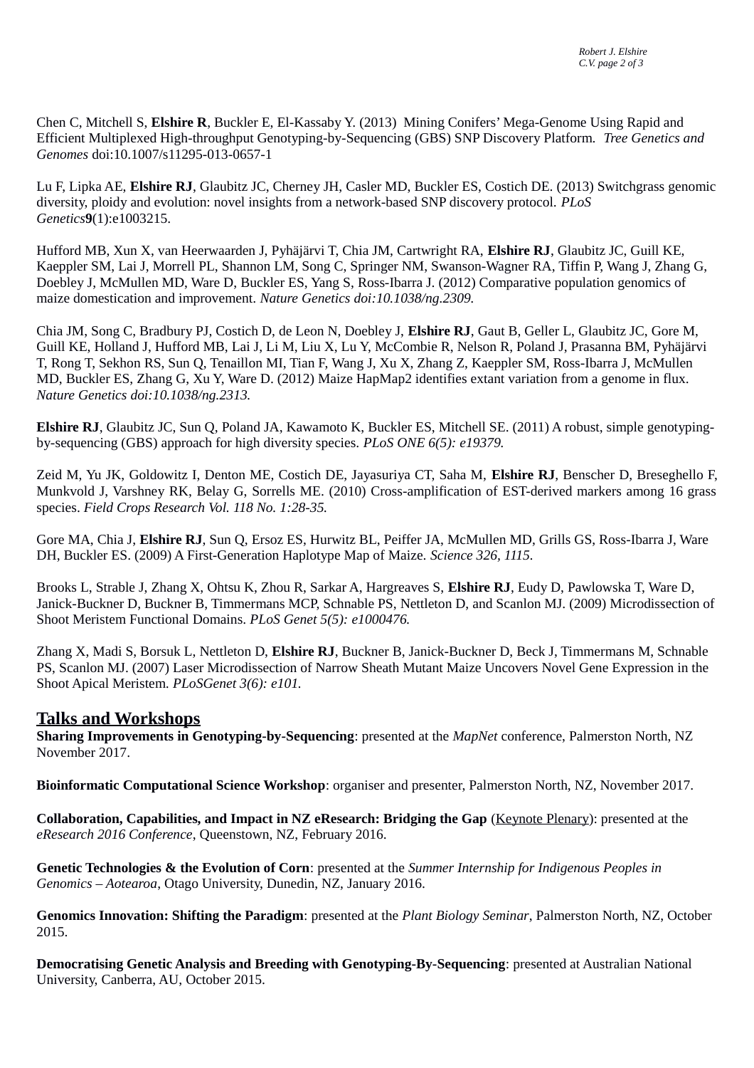Chen C, Mitchell S, **Elshire R**, Buckler E, El-Kassaby Y. (2013) Mining Conifers' Mega-Genome Using Rapid and Efficient Multiplexed High-throughput Genotyping-by-Sequencing (GBS) SNP Discovery Platform. *Tree Genetics and Genomes* doi:10.1007/s11295-013-0657-1

Lu F, Lipka AE, **Elshire RJ**, Glaubitz JC, Cherney JH, Casler MD, Buckler ES, Costich DE. (2013) Switchgrass genomic diversity, ploidy and evolution: novel insights from a network-based SNP discovery protocol. *PLoS Genetics* **9**(1):e1003215.

Hufford MB, Xun X, van Heerwaarden J, Pyhäjärvi T, Chia JM, Cartwright RA, **Elshire RJ**, Glaubitz JC, Guill KE, Kaeppler SM, Lai J, Morrell PL, Shannon LM, Song C, Springer NM, Swanson-Wagner RA, Tiffin P, Wang J, Zhang G, Doebley J, McMullen MD, Ware D, Buckler ES, Yang S, Ross-Ibarra J. (2012) Comparative population genomics of maize domestication and improvement. *Nature Genetics doi:10.1038/ng.2309.*

Chia JM, Song C, Bradbury PJ, Costich D, de Leon N, Doebley J, **Elshire RJ**, Gaut B, Geller L, Glaubitz JC, Gore M, Guill KE, Holland J, Hufford MB, Lai J, Li M, Liu X, Lu Y, McCombie R, Nelson R, Poland J, Prasanna BM, Pyhäjärvi T, Rong T, Sekhon RS, Sun Q, Tenaillon MI, Tian F, Wang J, Xu X, Zhang Z, Kaeppler SM, Ross-Ibarra J, McMullen MD, Buckler ES, Zhang G, Xu Y, Ware D. (2012) Maize HapMap2 identifies extant variation from a genome in flux. *Nature Genetics doi:10.1038/ng.2313.*

**Elshire RJ**, Glaubitz JC, Sun Q, Poland JA, Kawamoto K, Buckler ES, Mitchell SE. (2011) A robust, simple genotyping-by-sequencing (GBS) approach for high diversity species. *PLoS ONE 6(5): e19379.*

Zeid M, Yu JK, Goldowitz I, Denton ME, Costich DE, Jayasuriya CT, Saha M, **Elshire RJ**, Benscher D, Breseghello F, Munkvold J, Varshney RK, Belay G, Sorrells ME. (2010) Cross-amplification of EST-derived markers among 16 grass species. *Field Crops Research Vol. 118 No. 1:28-35.*

Gore MA, Chia J, **Elshire RJ**, Sun Q, Ersoz ES, Hurwitz BL, Peiffer JA, McMullen MD, Grills GS, Ross-Ibarra J, Ware DH, Buckler ES. (2009) A First-Generation Haplotype Map of Maize. *Science 326, 1115.*

Brooks L, Strable J, Zhang X, Ohtsu K, Zhou R, Sarkar A, Hargreaves S, **Elshire RJ**, Eudy D, Pawlowska T, Ware D, Janick-Buckner D, Buckner B, Timmermans MCP, Schnable PS, Nettleton D, and Scanlon MJ. (2009) Microdissection of Shoot Meristem Functional Domains. *PLoS Genet 5(5): e1000476.*

Zhang X, Madi S, Borsuk L, Nettleton D, **Elshire RJ**, Buckner B, Janick-Buckner D, Beck J, Timmermans M, Schnable PS, Scanlon MJ. (2007) Laser Microdissection of Narrow Sheath Mutant Maize Uncovers Novel Gene Expression in the Shoot Apical Meristem. *PLoSGenet 3(6): e101.*

## Talks and Workshops

**Sharing Improvements in Genotyping-by-Sequencing**: presented at the *MapNet* conference, Palmerston North, NZ November 2017.

**Bioinformatic Computational Science Workshop**: organiser and presenter, Palmerston North, NZ, November 2017.

**Collaboration, Capabilities, and Impact in NZ eResearch: Bridging the Gap** (Keynote Plenary): presented at the *eResearch 2016 Conference*, Queenstown, NZ, February 2016.

**Genetic Technologies & the Evolution of Corn**: presented at the *Summer Internship for Indigenous Peoples in Genomics – Aotearoa*, Otago University, Dunedin, NZ, January 2016.

**Genomics Innovation: Shifting the Paradigm**: presented at the *Plant Biology Seminar*, Palmerston North, NZ, October 2015.

**Democratising Genetic Analysis and Breeding with Genotyping-By-Sequencing**: presented at Australian National University, Canberra, AU, October 2015.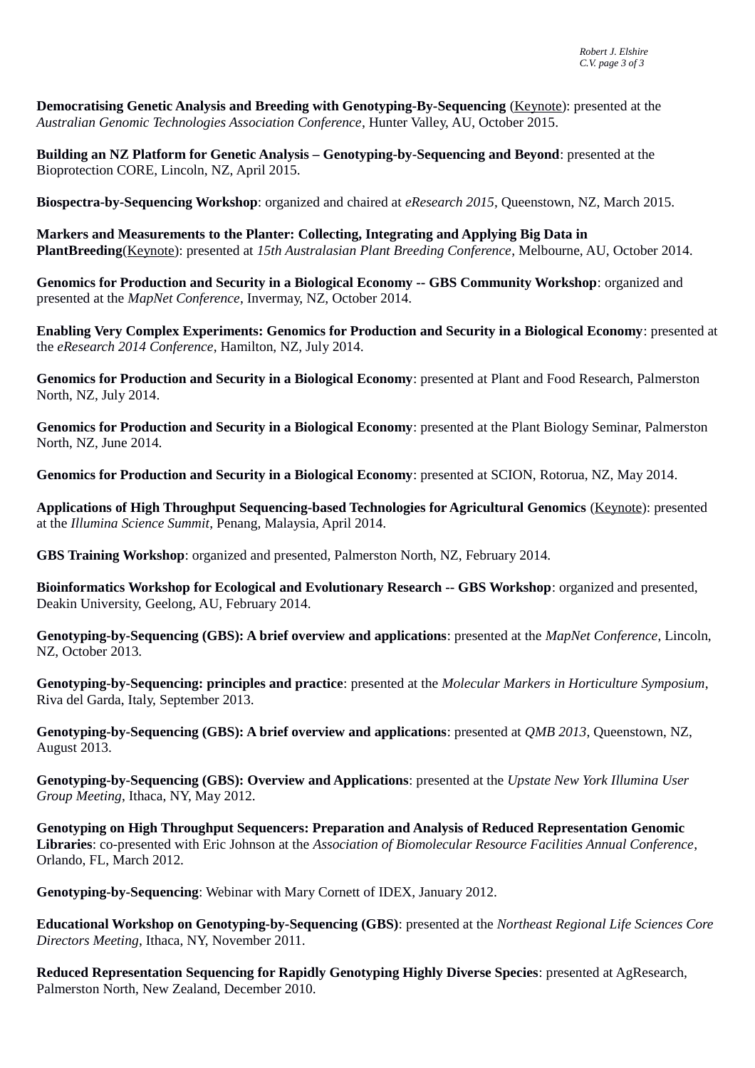**Democratising Genetic Analysis and Breeding with Genotyping-By-Sequencing** (Keynote): presented at the *Australian Genomic Technologies Association Conference*, Hunter Valley, AU, October 2015.

**Building an NZ Platform for Genetic Analysis – Genotyping-by-Sequencing and Beyond**: presented at the Bioprotection CORE, Lincoln, NZ, April 2015.

**Biospectra-by-Sequencing Workshop**: organized and chaired at *eResearch 2015*, Queenstown, NZ, March 2015.

**Markers and Measurements to the Planter: Collecting, Integrating and Applying Big Data in PlantBreeding**(Keynote): presented at *15th Australasian Plant Breeding Conference*, Melbourne, AU, October 2014.

**Genomics for Production and Security in a Biological Economy -- GBS Community Workshop**: organized and presented at the *MapNet Conference*, Invermay, NZ, October 2014.

**Enabling Very Complex Experiments: Genomics for Production and Security in a Biological Economy**: presented at the *eResearch 2014 Conference*, Hamilton, NZ, July 2014.

**Genomics for Production and Security in a Biological Economy**: presented at Plant and Food Research, Palmerston North, NZ, July 2014.

**Genomics for Production and Security in a Biological Economy**: presented at the Plant Biology Seminar, Palmerston North, NZ, June 2014.

**Genomics for Production and Security in a Biological Economy**: presented at SCION, Rotorua, NZ, May 2014.

**Applications of High Throughput Sequencing-based Technologies for Agricultural Genomics** (Keynote): presented at the *Illumina Science Summit*, Penang, Malaysia, April 2014.

**GBS Training Workshop**: organized and presented, Palmerston North, NZ, February 2014.

**Bioinformatics Workshop for Ecological and Evolutionary Research -- GBS Workshop**: organized and presented, Deakin University, Geelong, AU, February 2014.

**Genotyping-by-Sequencing (GBS): A brief overview and applications**: presented at the *MapNet Conference*, Lincoln, NZ, October 2013.

**Genotyping-by-Sequencing: principles and practice**: presented at the *Molecular Markers in Horticulture Symposium*, Riva del Garda, Italy, September 2013.

**Genotyping-by-Sequencing (GBS): A brief overview and applications**: presented at *QMB 2013*, Queenstown, NZ, August 2013.

**Genotyping-by-Sequencing (GBS): Overview and Applications**: presented at the *Upstate New York Illumina User Group Meeting*, Ithaca, NY, May 2012.

**Genotyping on High Throughput Sequencers: Preparation and Analysis of Reduced Representation Genomic Libraries**: co-presented with Eric Johnson at the *Association of Biomolecular Resource Facilities Annual Conference*, Orlando, FL, March 2012.

**Genotyping-by-Sequencing**: Webinar with Mary Cornett of IDEX, January 2012.

**Educational Workshop on Genotyping-by-Sequencing (GBS)**: presented at the *Northeast Regional Life Sciences Core Directors Meeting*, Ithaca, NY, November 2011.

**Reduced Representation Sequencing for Rapidly Genotyping Highly Diverse Species**: presented at AgResearch, Palmerston North, New Zealand, December 2010.